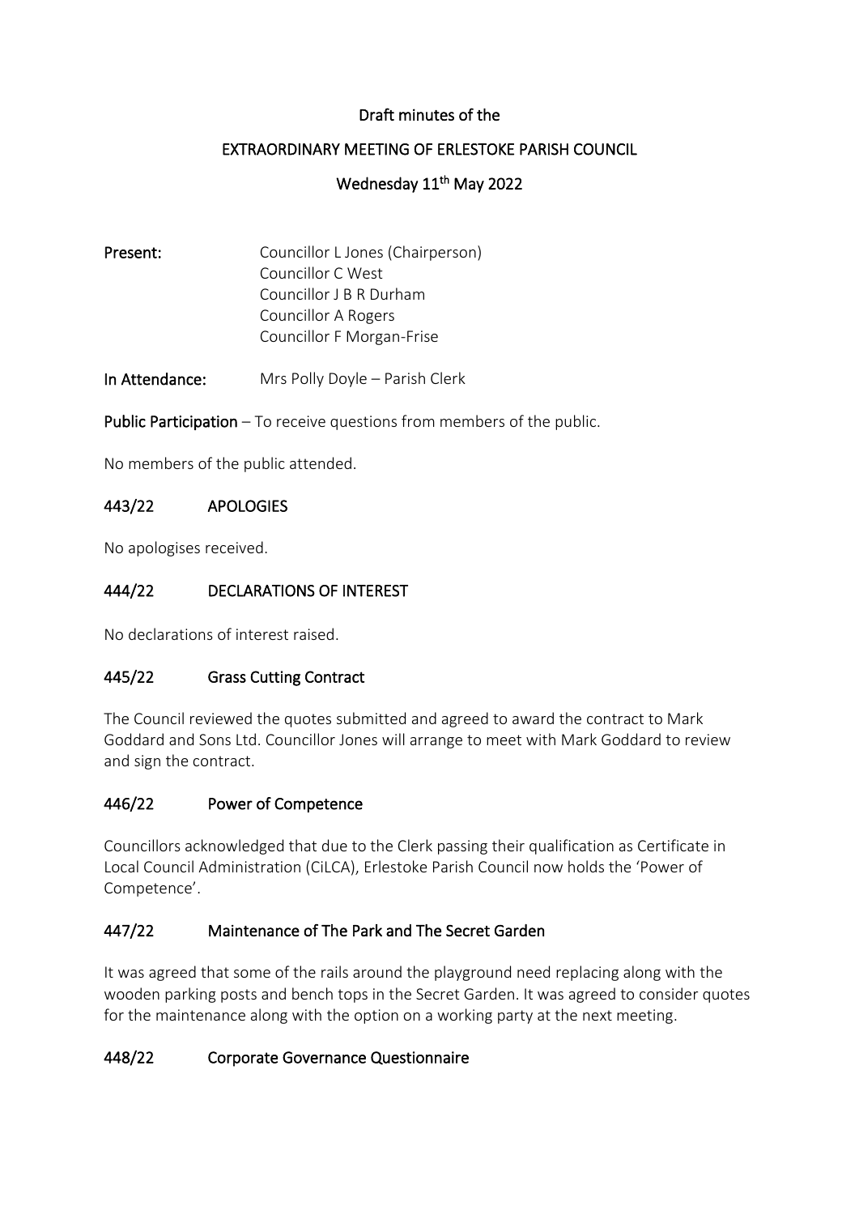Draft minutes of the

EXTRAORDINARY MEETING OF ERLESTOKE PARISH COUNCIL

Wednesday 11th May 2022

**Present:** Councillor L Jones (Chairperson)
Councillor C West
Councillor J B R Durham
Councillor A Rogers
Councillor F Morgan-Frise

**In Attendance:** Mrs Polly Doyle – Parish Clerk

**Public Participation** – To receive questions from members of the public.

No members of the public attended.

## 443/22 APOLOGIES

No apologises received.

## 444/22 DECLARATIONS OF INTEREST

No declarations of interest raised.

## 445/22 Grass Cutting Contract

The Council reviewed the quotes submitted and agreed to award the contract to Mark Goddard and Sons Ltd. Councillor Jones will arrange to meet with Mark Goddard to review and sign the contract.

## 446/22 Power of Competence

Councillors acknowledged that due to the Clerk passing their qualification as Certificate in Local Council Administration (CiLCA), Erlestoke Parish Council now holds the 'Power of Competence'.

## 447/22 Maintenance of The Park and The Secret Garden

It was agreed that some of the rails around the playground need replacing along with the wooden parking posts and bench tops in the Secret Garden. It was agreed to consider quotes for the maintenance along with the option on a working party at the next meeting.

## 448/22 Corporate Governance Questionnaire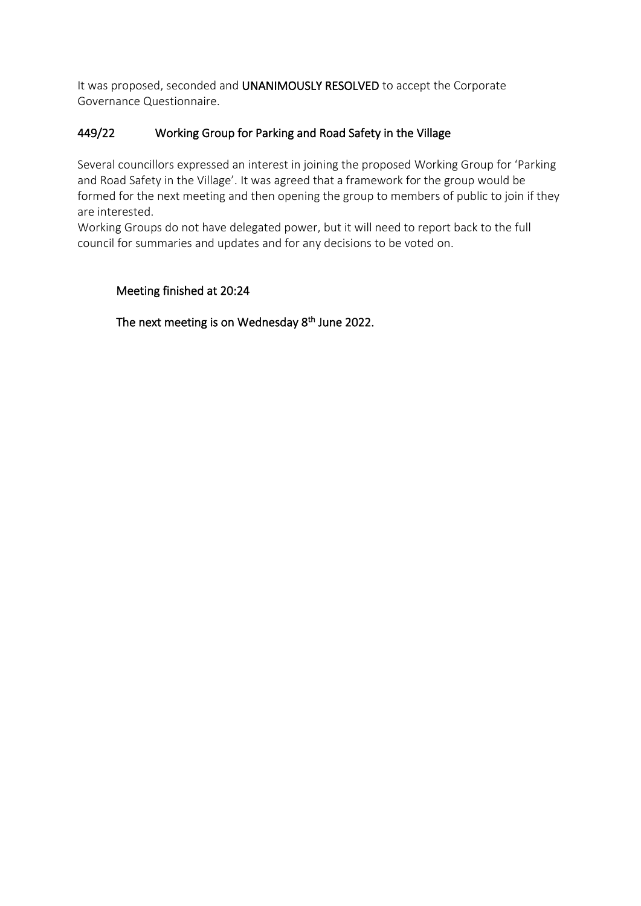It was proposed, seconded and **UNANIMOUSLY RESOLVED** to accept the Corporate Governance Questionnaire.

## 449/22 Working Group for Parking and Road Safety in the Village

Several councillors expressed an interest in joining the proposed Working Group for 'Parking and Road Safety in the Village'. It was agreed that a framework for the group would be formed for the next meeting and then opening the group to members of public to join if they are interested.

Working Groups do not have delegated power, but it will need to report back to the full council for summaries and updates and for any decisions to be voted on.

Meeting finished at 20:24

The next meeting is on Wednesday 8th June 2022.